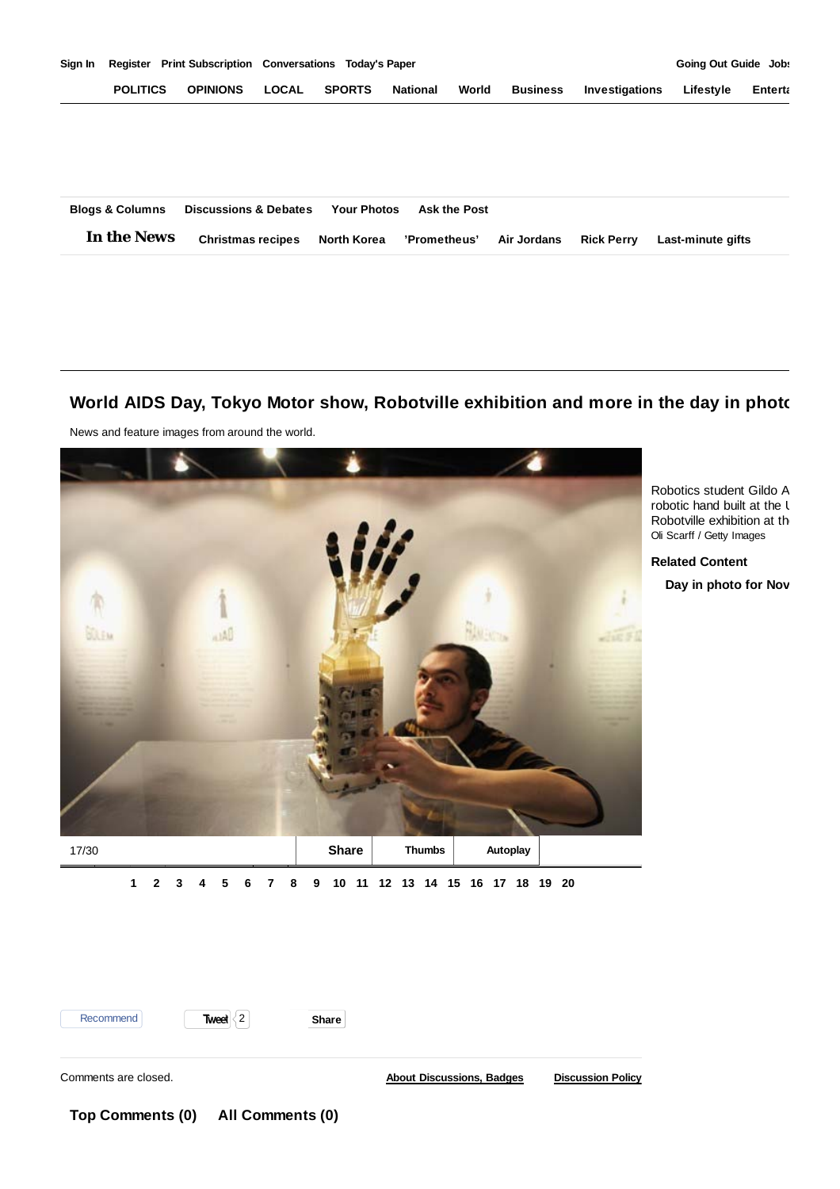Sign In Register Print Subscription Conversations Today's Paper Going Out Guide Jobs

POLITICS OPINIONS LOCAL SPORTS National World Business Investigations Lifestyle Enterta

Blogs & Columns Discussions & Debates Your Photos Ask the Post

**In the News** Christmas recipes North Korea 'Prometheus' Air Jordans Rick Perry Last-minute gifts

## World AIDS Day, Tokyo Motor show, Robotville exhibition and more in the day in photo

News and feature images from around the world.

Robotics student Gildo A robotic hand built at the U Robotville exhibition at th

Oli Scarff / Getty Images

**Related Content**

Day in photo for Nov

17/30 Share Thumbs Autoplay

1 2 3 4 5 6 7 8 9 10 11 12 13 14 15 16 17 18 19 20

Recommend Tweet 2 Share

Comments are closed. About Discussions, Badges Discussion Policy

**Top Comments (0)** **All Comments (0)**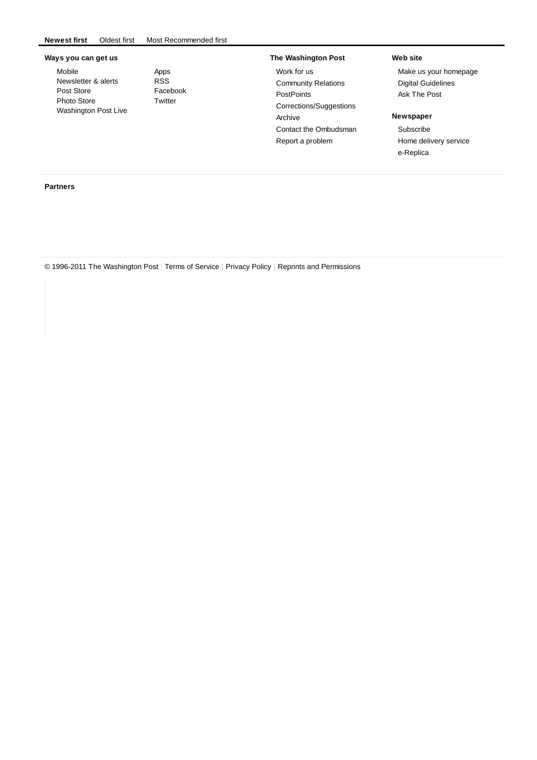Newest first  Oldest first  Most Recommended first

**Ways you can get us**

- Mobile
- Newsletter & alerts
- Post Store
- Photo Store
- Washington Post Live
- Apps
- RSS
- Facebook
- Twitter

**The Washington Post**

- Work for us
- Community Relations
- PostPoints
- Corrections/Suggestions
- Archive
- Contact the Ombudsman
- Report a problem

**Web site**

- Make us your homepage
- Digital Guidelines
- Ask The Post

**Newspaper**

- Subscribe
- Home delivery service
- e-Replica

**Partners**

© 1996-2011 The Washington Post | Terms of Service | Privacy Policy | Reprints and Permissions